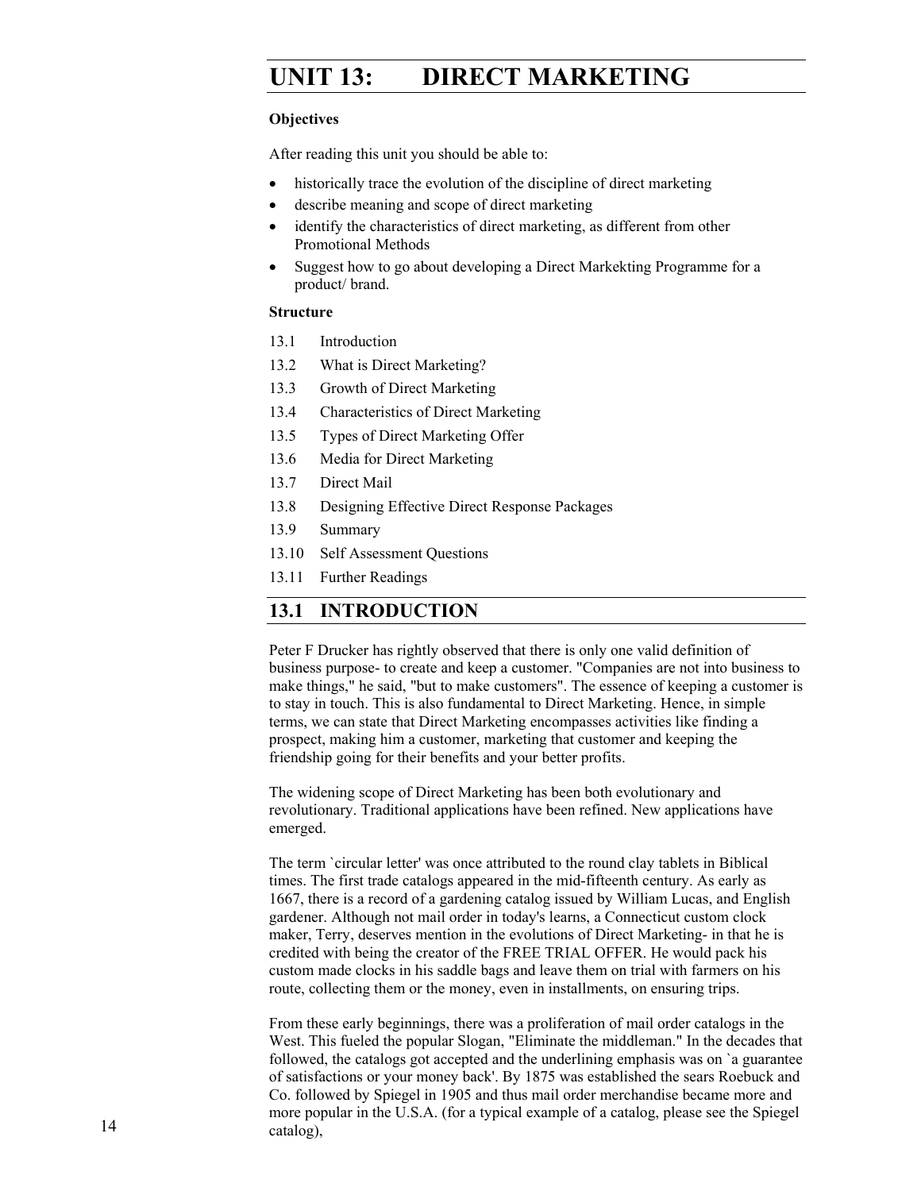# UNIT 13: DIRECT MARKETING

**Objectives**

After reading this unit you should be able to:

- historically trace the evolution of the discipline of direct marketing
- describe meaning and scope of direct marketing
- identify the characteristics of direct marketing, as different from other Promotional Methods
- Suggest how to go about developing a Direct Markekting Programme for a product/ brand.

**Structure**

13.1 Introduction

13.2 What is Direct Marketing?

13.3 Growth of Direct Marketing

13.4 Characteristics of Direct Marketing

13.5 Types of Direct Marketing Offer

13.6 Media for Direct Marketing

13.7 Direct Mail

13.8 Designing Effective Direct Response Packages

13.9 Summary

13.10 Self Assessment Questions

13.11 Further Readings

## 13.1 INTRODUCTION

Peter F Drucker has rightly observed that there is only one valid definition of business purpose- to create and keep a customer. "Companies are not into business to make things," he said, "but to make customers". The essence of keeping a customer is to stay in touch. This is also fundamental to Direct Marketing. Hence, in simple terms, we can state that Direct Marketing encompasses activities like finding a prospect, making him a customer, marketing that customer and keeping the friendship going for their benefits and your better profits.

The widening scope of Direct Marketing has been both evolutionary and revolutionary. Traditional applications have been refined. New applications have emerged.

The term `circular letter' was once attributed to the round clay tablets in Biblical times. The first trade catalogs appeared in the mid-fifteenth century. As early as 1667, there is a record of a gardening catalog issued by William Lucas, and English gardener. Although not mail order in today's learns, a Connecticut custom clock maker, Terry, deserves mention in the evolutions of Direct Marketing- in that he is credited with being the creator of the FREE TRIAL OFFER. He would pack his custom made clocks in his saddle bags and leave them on trial with farmers on his route, collecting them or the money, even in installments, on ensuring trips.

From these early beginnings, there was a proliferation of mail order catalogs in the West. This fueled the popular Slogan, "Eliminate the middleman." In the decades that followed, the catalogs got accepted and the underlining emphasis was on `a guarantee of satisfactions or your money back'. By 1875 was established the sears Roebuck and Co. followed by Spiegel in 1905 and thus mail order merchandise became more and more popular in the U.S.A. (for a typical example of a catalog, please see the Spiegel catalog),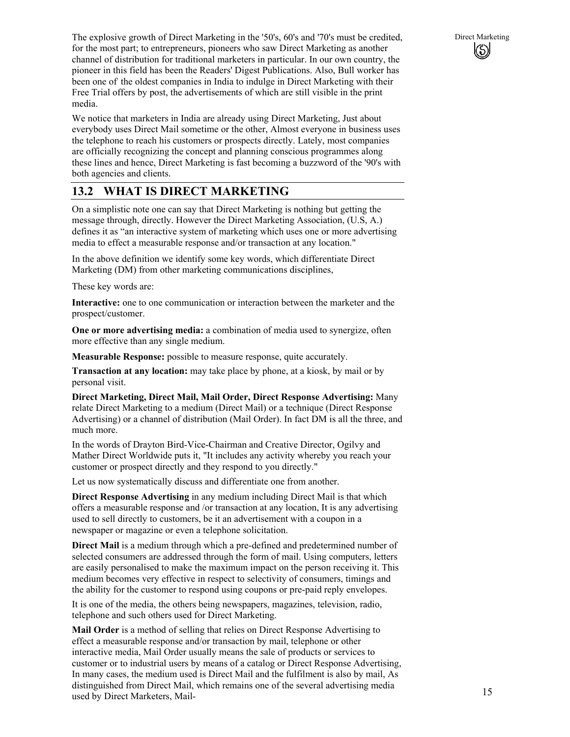The explosive growth of Direct Marketing in the '50's, 60's and '70's must be credited, for the most part; to entrepreneurs, pioneers who saw Direct Marketing as another channel of distribution for traditional marketers in particular. In our own country, the pioneer in this field has been the Readers' Digest Publications. Also, Bull worker has been one of the oldest companies in India to indulge in Direct Marketing with their Free Trial offers by post, the advertisements of which are still visible in the print media.

We notice that marketers in India are already using Direct Marketing, Just about everybody uses Direct Mail sometime or the other, Almost everyone in business uses the telephone to reach his customers or prospects directly. Lately, most companies are officially recognizing the concept and planning conscious programmes along these lines and hence, Direct Marketing is fast becoming a buzzword of the '90's with both agencies and clients.

## 13.2 WHAT IS DIRECT MARKETING

On a simplistic note one can say that Direct Marketing is nothing but getting the message through, directly. However the Direct Marketing Association, (U.S, A.) defines it as "an interactive system of marketing which uses one or more advertising media to effect a measurable response and/or transaction at any location."

In the above definition we identify some key words, which differentiate Direct Marketing (DM) from other marketing communications disciplines,

These key words are:

**Interactive:** one to one communication or interaction between the marketer and the prospect/customer.

**One or more advertising media:** a combination of media used to synergize, often more effective than any single medium.

**Measurable Response:** possible to measure response, quite accurately.

**Transaction at any location:** may take place by phone, at a kiosk, by mail or by personal visit.

**Direct Marketing, Direct Mail, Mail Order, Direct Response Advertising:** Many relate Direct Marketing to a medium (Direct Mail) or a technique (Direct Response Advertising) or a channel of distribution (Mail Order). In fact DM is all the three, and much more.

In the words of Drayton Bird-Vice-Chairman and Creative Director, Ogilvy and Mather Direct Worldwide puts it, "It includes any activity whereby you reach your customer or prospect directly and they respond to you directly."

Let us now systematically discuss and differentiate one from another.

**Direct Response Advertising** in any medium including Direct Mail is that which offers a measurable response and /or transaction at any location, It is any advertising used to sell directly to customers, be it an advertisement with a coupon in a newspaper or magazine or even a telephone solicitation.

**Direct Mail** is a medium through which a pre-defined and predetermined number of selected consumers are addressed through the form of mail. Using computers, letters are easily personalised to make the maximum impact on the person receiving it. This medium becomes very effective in respect to selectivity of consumers, timings and the ability for the customer to respond using coupons or pre-paid reply envelopes.

It is one of the media, the others being newspapers, magazines, television, radio, telephone and such others used for Direct Marketing.

**Mail Order** is a method of selling that relies on Direct Response Advertising to effect a measurable response and/or transaction by mail, telephone or other interactive media, Mail Order usually means the sale of products or services to customer or to industrial users by means of a catalog or Direct Response Advertising, In many cases, the medium used is Direct Mail and the fulfilment is also by mail, As distinguished from Direct Mail, which remains one of the several advertising media used by Direct Marketers, Mail-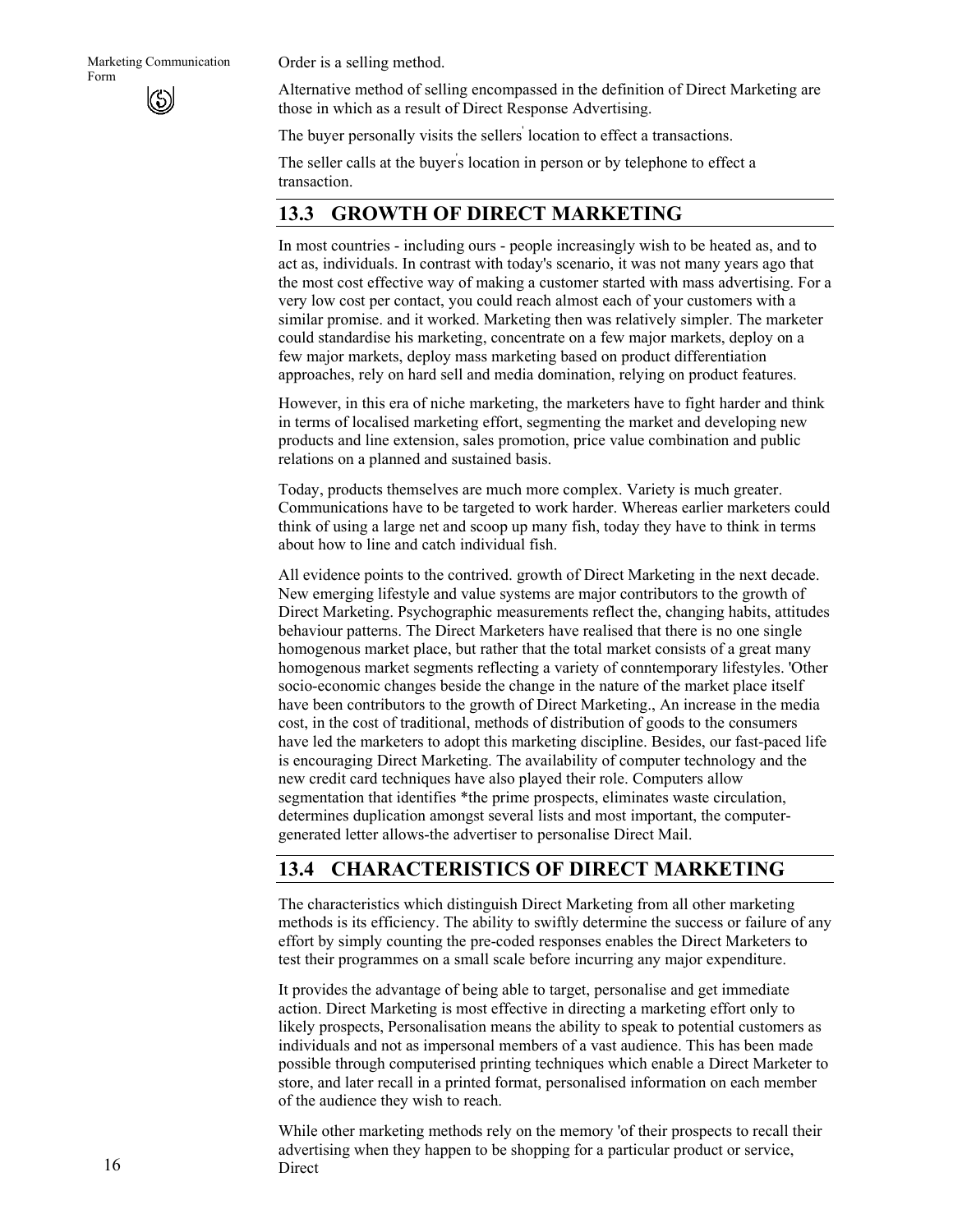Order is a selling method.

Alternative method of selling encompassed in the definition of Direct Marketing are those in which as a result of Direct Response Advertising.

The buyer personally visits the sellers' location to effect a transactions.

The seller calls at the buyer's location in person or by telephone to effect a transaction.

## 13.3 GROWTH OF DIRECT MARKETING

In most countries - including ours - people increasingly wish to be heated as, and to act as, individuals. In contrast with today's scenario, it was not many years ago that the most cost effective way of making a customer started with mass advertising. For a very low cost per contact, you could reach almost each of your customers with a similar promise. and it worked. Marketing then was relatively simpler. The marketer could standardise his marketing, concentrate on a few major markets, deploy on a few major markets, deploy mass marketing based on product differentiation approaches, rely on hard sell and media domination, relying on product features.

However, in this era of niche marketing, the marketers have to fight harder and think in terms of localised marketing effort, segmenting the market and developing new products and line extension, sales promotion, price value combination and public relations on a planned and sustained basis.

Today, products themselves are much more complex. Variety is much greater. Communications have to be targeted to work harder. Whereas earlier marketers could think of using a large net and scoop up many fish, today they have to think in terms about how to line and catch individual fish.

All evidence points to the contrived. growth of Direct Marketing in the next decade. New emerging lifestyle and value systems are major contributors to the growth of Direct Marketing. Psychographic measurements reflect the, changing habits, attitudes behaviour patterns. The Direct Marketers have realised that there is no one single homogenous market place, but rather that the total market consists of a great many homogenous market segments reflecting a variety of conntemporary lifestyles. 'Other socio-economic changes beside the change in the nature of the market place itself have been contributors to the growth of Direct Marketing., An increase in the media cost, in the cost of traditional, methods of distribution of goods to the consumers have led the marketers to adopt this marketing discipline. Besides, our fast-paced life is encouraging Direct Marketing. The availability of computer technology and the new credit card techniques have also played their role. Computers allow segmentation that identifies *the prime prospects, eliminates waste circulation, determines duplication amongst several lists and most important, the computer-generated letter allows-the advertiser to personalise Direct Mail.

## 13.4 CHARACTERISTICS OF DIRECT MARKETING

The characteristics which distinguish Direct Marketing from all other marketing methods is its efficiency. The ability to swiftly determine the success or failure of any effort by simply counting the pre-coded responses enables the Direct Marketers to test their programmes on a small scale before incurring any major expenditure.

It provides the advantage of being able to target, personalise and get immediate action. Direct Marketing is most effective in directing a marketing effort only to likely prospects, Personalisation means the ability to speak to potential customers as individuals and not as impersonal members of a vast audience. This has been made possible through computerised printing techniques which enable a Direct Marketer to store, and later recall in a printed format, personalised information on each member of the audience they wish to reach.

While other marketing methods rely on the memory 'of their prospects to recall their advertising when they happen to be shopping for a particular product or service, Direct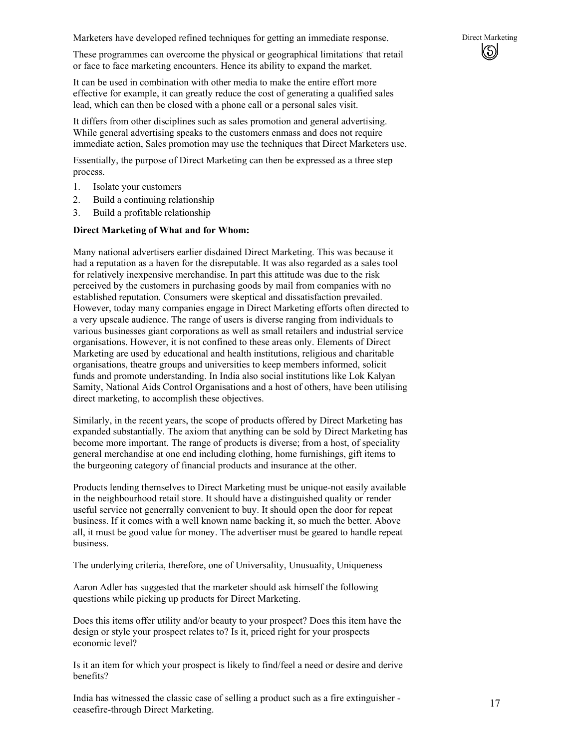Marketers have developed refined techniques for getting an immediate response.

These programmes can overcome the physical or geographical limitations that retail or face to face marketing encounters. Hence its ability to expand the market.

It can be used in combination with other media to make the entire effort more effective for example, it can greatly reduce the cost of generating a qualified sales lead, which can then be closed with a phone call or a personal sales visit.

It differs from other disciplines such as sales promotion and general advertising. While general advertising speaks to the customers enmass and does not require immediate action, Sales promotion may use the techniques that Direct Marketers use.

Essentially, the purpose of Direct Marketing can then be expressed as a three step process.

1. Isolate your customers
2. Build a continuing relationship
3. Build a profitable relationship

**Direct Marketing of What and for Whom:**

Many national advertisers earlier disdained Direct Marketing. This was because it had a reputation as a haven for the disreputable. It was also regarded as a sales tool for relatively inexpensive merchandise. In part this attitude was due to the risk perceived by the customers in purchasing goods by mail from companies with no established reputation. Consumers were skeptical and dissatisfaction prevailed. However, today many companies engage in Direct Marketing efforts often directed to a very upscale audience. The range of users is diverse ranging from individuals to various businesses giant corporations as well as small retailers and industrial service organisations. However, it is not confined to these areas only. Elements of Direct Marketing are used by educational and health institutions, religious and charitable organisations, theatre groups and universities to keep members informed, solicit funds and promote understanding. In India also social institutions like Lok Kalyan Samity, National Aids Control Organisations and a host of others, have been utilising direct marketing, to accomplish these objectives.

Similarly, in the recent years, the scope of products offered by Direct Marketing has expanded substantially. The axiom that anything can be sold by Direct Marketing has become more important. The range of products is diverse; from a host, of speciality general merchandise at one end including clothing, home furnishings, gift items to the burgeoning category of financial products and insurance at the other.

Products lending themselves to Direct Marketing must be unique-not easily available in the neighbourhood retail store. It should have a distinguished quality or render useful service not generrally convenient to buy. It should open the door for repeat business. If it comes with a well known name backing it, so much the better. Above all, it must be good value for money. The advertiser must be geared to handle repeat business.

The underlying criteria, therefore, one of Universality, Unusuality, Uniqueness

Aaron Adler has suggested that the marketer should ask himself the following questions while picking up products for Direct Marketing.

Does this items offer utility and/or beauty to your prospect? Does this item have the design or style your prospect relates to? Is it, priced right for your prospects economic level?

Is it an item for which your prospect is likely to find/feel a need or desire and derive benefits?

India has witnessed the classic case of selling a product such as a fire extinguisher - ceasefire-through Direct Marketing.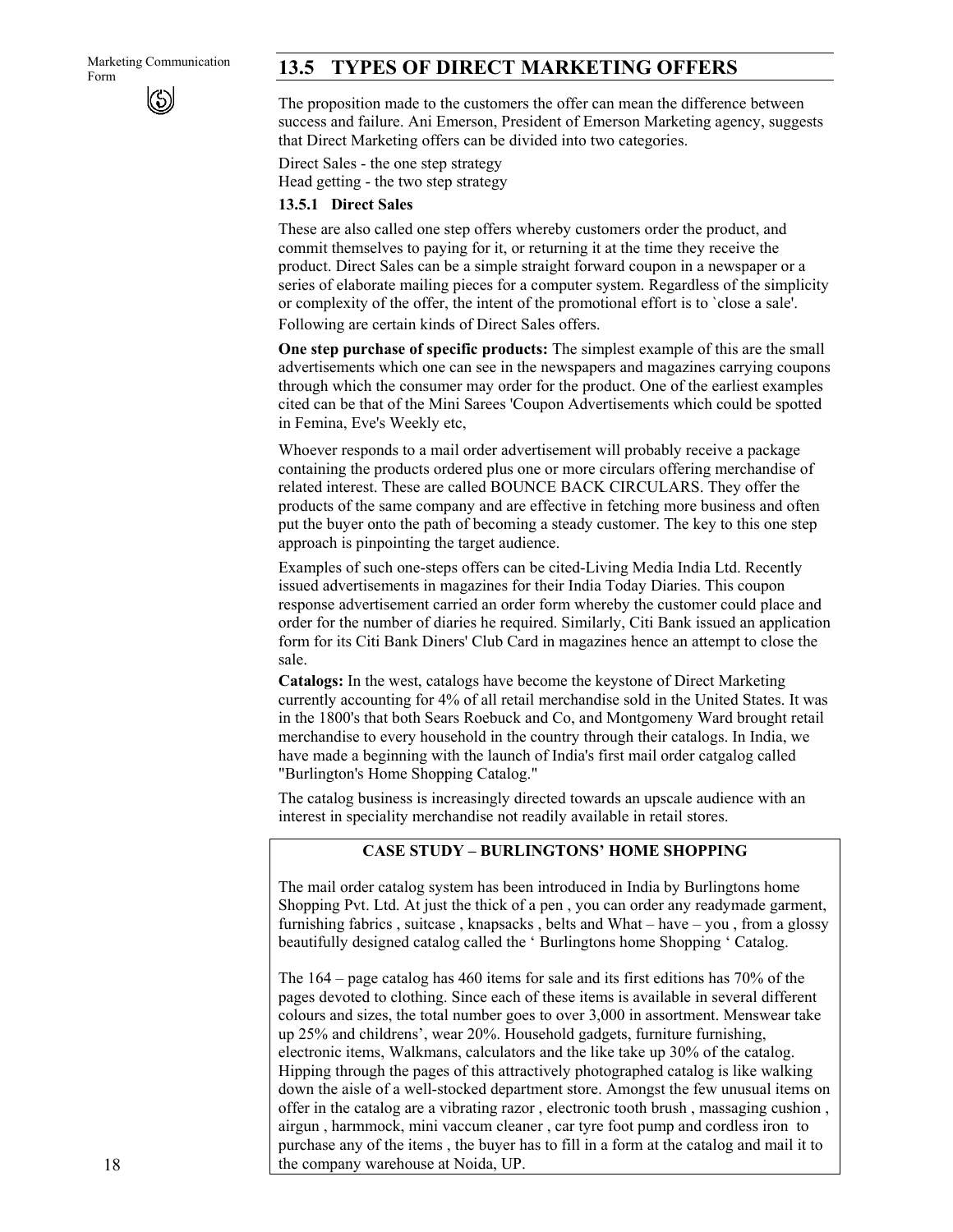## 13.5 TYPES OF DIRECT MARKETING OFFERS

The proposition made to the customers the offer can mean the difference between success and failure. Ani Emerson, President of Emerson Marketing agency, suggests that Direct Marketing offers can be divided into two categories.

Direct Sales - the one step strategy
Head getting - the two step strategy

### 13.5.1 Direct Sales

These are also called one step offers whereby customers order the product, and commit themselves to paying for it, or returning it at the time they receive the product. Direct Sales can be a simple straight forward coupon in a newspaper or a series of elaborate mailing pieces for a computer system. Regardless of the simplicity or complexity of the offer, the intent of the promotional effort is to `close a sale'.

Following are certain kinds of Direct Sales offers.

**One step purchase of specific products:** The simplest example of this are the small advertisements which one can see in the newspapers and magazines carrying coupons through which the consumer may order for the product. One of the earliest examples cited can be that of the Mini Sarees 'Coupon Advertisements which could be spotted in Femina, Eve's Weekly etc,

Whoever responds to a mail order advertisement will probably receive a package containing the products ordered plus one or more circulars offering merchandise of related interest. These are called BOUNCE BACK CIRCULARS. They offer the products of the same company and are effective in fetching more business and often put the buyer onto the path of becoming a steady customer. The key to this one step approach is pinpointing the target audience.

Examples of such one-steps offers can be cited-Living Media India Ltd. Recently issued advertisements in magazines for their India Today Diaries. This coupon response advertisement carried an order form whereby the customer could place and order for the number of diaries he required. Similarly, Citi Bank issued an application form for its Citi Bank Diners' Club Card in magazines hence an attempt to close the sale.

**Catalogs:** In the west, catalogs have become the keystone of Direct Marketing currently accounting for 4% of all retail merchandise sold in the United States. It was in the 1800's that both Sears Roebuck and Co, and Montgomeny Ward brought retail merchandise to every household in the country through their catalogs. In India, we have made a beginning with the launch of India's first mail order catgalog called "Burlington's Home Shopping Catalog."

The catalog business is increasingly directed towards an upscale audience with an interest in speciality merchandise not readily available in retail stores.

**CASE STUDY – BURLINGTONS' HOME SHOPPING**

The mail order catalog system has been introduced in India by Burlingtons home Shopping Pvt. Ltd. At just the thick of a pen , you can order any readymade garment, furnishing fabrics , suitcase , knapsacks , belts and What – have – you , from a glossy beautifully designed catalog called the ' Burlingtons home Shopping ' Catalog.

The 164 – page catalog has 460 items for sale and its first editions has 70% of the pages devoted to clothing. Since each of these items is available in several different colours and sizes, the total number goes to over 3,000 in assortment. Menswear take up 25% and childrens', wear 20%. Household gadgets, furniture furnishing, electronic items, Walkmans, calculators and the like take up 30% of the catalog. Hipping through the pages of this attractively photographed catalog is like walking down the aisle of a well-stocked department store. Amongst the few unusual items on offer in the catalog are a vibrating razor , electronic tooth brush , massaging cushion , airgun , harmmock, mini vaccum cleaner , car tyre foot pump and cordless iron to purchase any of the items , the buyer has to fill in a form at the catalog and mail it to the company warehouse at Noida, UP.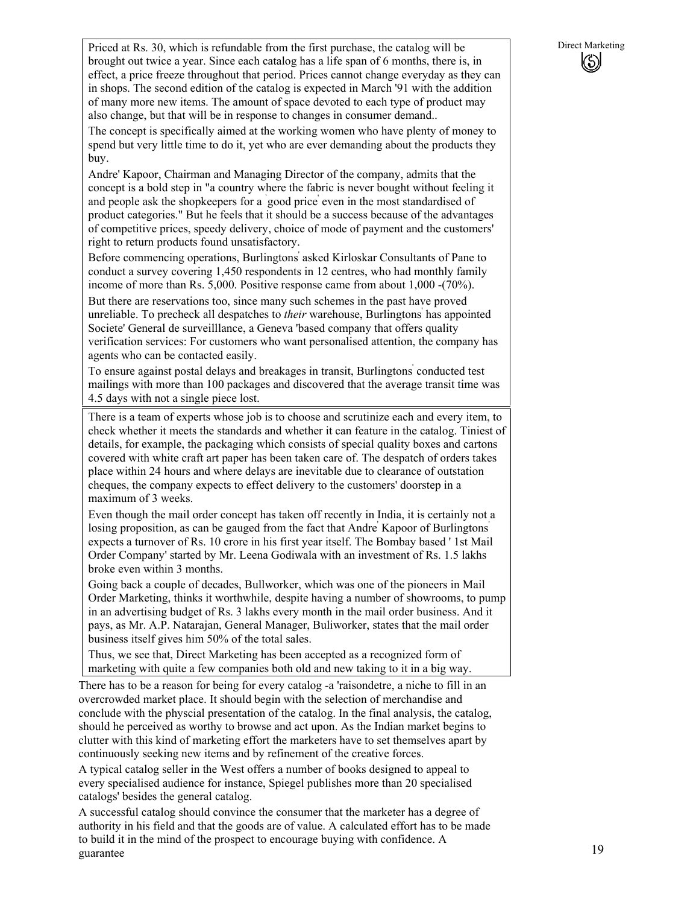Priced at Rs. 30, which is refundable from the first purchase, the catalog will be brought out twice a year. Since each catalog has a life span of 6 months, there is, in effect, a price freeze throughout that period. Prices cannot change everyday as they can in shops. The second edition of the catalog is expected in March '91 with the addition of many more new items. The amount of space devoted to each type of product may also change, but that will be in response to changes in consumer demand..

The concept is specifically aimed at the working women who have plenty of money to spend but very little time to do it, yet who are ever demanding about the products they buy.

Andre' Kapoor, Chairman and Managing Director of the company, admits that the concept is a bold step in "a country where the fabric is never bought without feeling it and people ask the shopkeepers for a 'good price' even in the most standardised of product categories." But he feels that it should be a success because of the advantages of competitive prices, speedy delivery, choice of mode of payment and the customers' right to return products found unsatisfactory.

Before commencing operations, Burlingtons' asked Kirloskar Consultants of Pane to conduct a survey covering 1,450 respondents in 12 centres, who had monthly family income of more than Rs. 5,000. Positive response came from about 1,000 -(70%).

But there are reservations too, since many such schemes in the past have proved unreliable. To precheck all despatches to *their* warehouse, Burlingtons' has appointed Societe' General de surveilllance, a Geneva 'based company that offers quality verification services: For customers who want personalised attention, the company has agents who can be contacted easily.

To ensure against postal delays and breakages in transit, Burlingtons' conducted test mailings with more than 100 packages and discovered that the average transit time was 4.5 days with not a single piece lost.

There is a team of experts whose job is to choose and scrutinize each and every item, to check whether it meets the standards and whether it can feature in the catalog. Tiniest of details, for example, the packaging which consists of special quality boxes and cartons covered with white craft art paper has been taken care of. The despatch of orders takes place within 24 hours and where delays are inevitable due to clearance of outstation cheques, the company expects to effect delivery to the customers' doorstep in a maximum of 3 weeks.

Even though the mail order concept has taken off recently in India, it is certainly not a losing proposition, as can be gauged from the fact that Andre' Kapoor of Burlingtons' expects a turnover of Rs. 10 crore in his first year itself. The Bombay based ' 1st Mail Order Company' started by Mr. Leena Godiwala with an investment of Rs. 1.5 lakhs broke even within 3 months.

Going back a couple of decades, Bullworker, which was one of the pioneers in Mail Order Marketing, thinks it worthwhile, despite having a number of showrooms, to pump in an advertising budget of Rs. 3 lakhs every month in the mail order business. And it pays, as Mr. A.P. Natarajan, General Manager, Buliworker, states that the mail order business itself gives him 50% of the total sales.

Thus, we see that, Direct Marketing has been accepted as a recognized form of marketing with quite a few companies both old and new taking to it in a big way.

There has to be a reason for being for every catalog -a 'raisondetre, a niche to fill in an overcrowded market place. It should begin with the selection of merchandise and conclude with the physcial presentation of the catalog. In the final analysis, the catalog, should he perceived as worthy to browse and act upon. As the Indian market begins to clutter with this kind of marketing effort the marketers have to set themselves apart by continuously seeking new items and by refinement of the creative forces.

A typical catalog seller in the West offers a number of books designed to appeal to every specialised audience for instance, Spiegel publishes more than 20 specialised catalogs' besides the general catalog.

A successful catalog should convince the consumer that the marketer has a degree of authority in his field and that the goods are of value. A calculated effort has to be made to build it in the mind of the prospect to encourage buying with confidence. A guarantee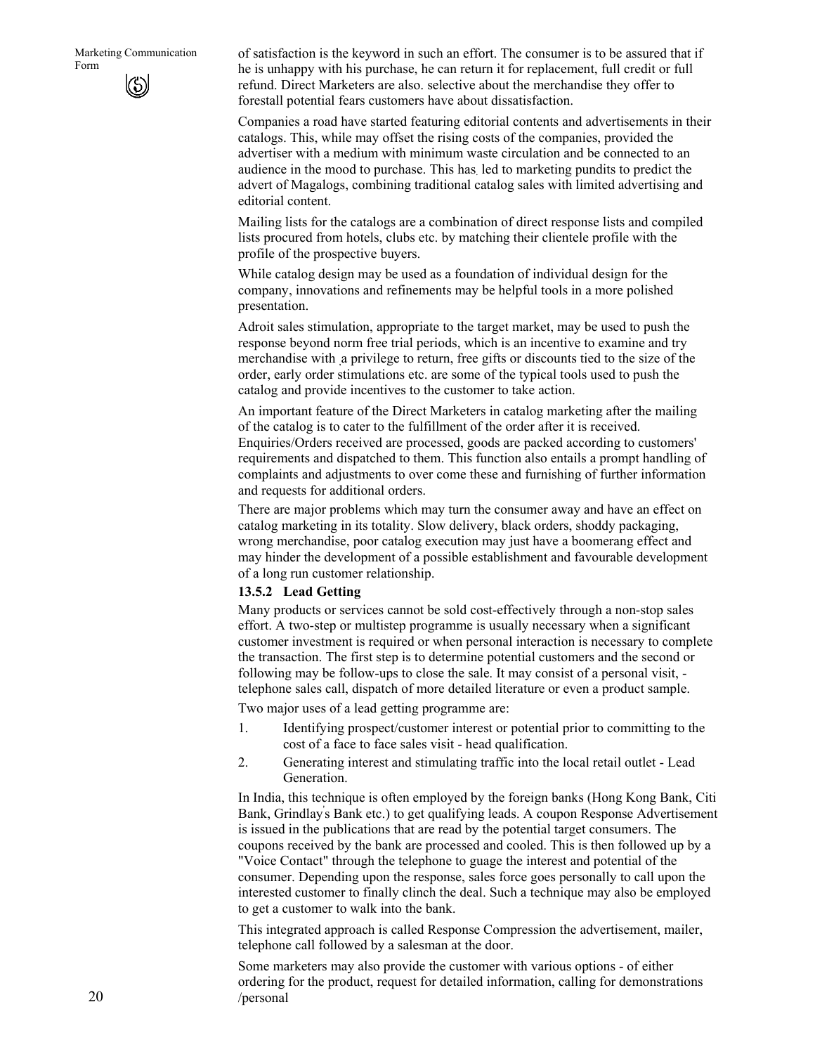of satisfaction is the keyword in such an effort. The consumer is to be assured that if he is unhappy with his purchase, he can return it for replacement, full credit or full refund. Direct Marketers are also. selective about the merchandise they offer to forestall potential fears customers have about dissatisfaction.

Companies a road have started featuring editorial contents and advertisements in their catalogs. This, while may offset the rising costs of the companies, provided the advertiser with a medium with minimum waste circulation and be connected to an audience in the mood to purchase. This has, led to marketing pundits to predict the advert of Magalogs, combining traditional catalog sales with limited advertising and editorial content.

Mailing lists for the catalogs are a combination of direct response lists and compiled lists procured from hotels, clubs etc. by matching their clientele profile with the profile of the prospective buyers.

While catalog design may be used as a foundation of individual design for the company, innovations and refinements may be helpful tools in a more polished presentation.

Adroit sales stimulation, appropriate to the target market, may be used to push the response beyond norm free trial periods, which is an incentive to examine and try merchandise with a privilege to return, free gifts or discounts tied to the size of the order, early order stimulations etc. are some of the typical tools used to push the catalog and provide incentives to the customer to take action.

An important feature of the Direct Marketers in catalog marketing after the mailing of the catalog is to cater to the fulfillment of the order after it is received. Enquiries/Orders received are processed, goods are packed according to customers' requirements and dispatched to them. This function also entails a prompt handling of complaints and adjustments to over come these and furnishing of further information and requests for additional orders.

There are major problems which may turn the consumer away and have an effect on catalog marketing in its totality. Slow delivery, black orders, shoddy packaging, wrong merchandise, poor catalog execution may just have a boomerang effect and may hinder the development of a possible establishment and favourable development of a long run customer relationship.

### 13.5.2 Lead Getting

Many products or services cannot be sold cost-effectively through a non-stop sales effort. A two-step or multistep programme is usually necessary when a significant customer investment is required or when personal interaction is necessary to complete the transaction. The first step is to determine potential customers and the second or following may be follow-ups to close the sale. It may consist of a personal visit, - telephone sales call, dispatch of more detailed literature or even a product sample.

Two major uses of a lead getting programme are:

1. Identifying prospect/customer interest or potential prior to committing to the cost of a face to face sales visit - head qualification.
2. Generating interest and stimulating traffic into the local retail outlet - Lead Generation.

In India, this technique is often employed by the foreign banks (Hong Kong Bank, Citi Bank, Grindlay's Bank etc.) to get qualifying leads. A coupon Response Advertisement is issued in the publications that are read by the potential target consumers. The coupons received by the bank are processed and cooled. This is then followed up by a "Voice Contact" through the telephone to guage the interest and potential of the consumer. Depending upon the response, sales force goes personally to call upon the interested customer to finally clinch the deal. Such a technique may also be employed to get a customer to walk into the bank.

This integrated approach is called Response Compression the advertisement, mailer, telephone call followed by a salesman at the door.

Some marketers may also provide the customer with various options - of either ordering for the product, request for detailed information, calling for demonstrations /personal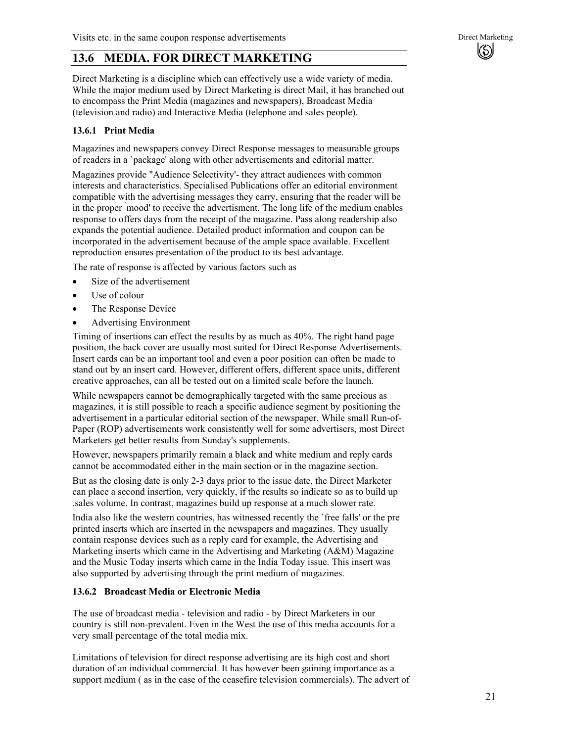Visits etc. in the same coupon response advertisements

## 13.6 MEDIA. FOR DIRECT MARKETING

Direct Marketing is a discipline which can effectively use a wide variety of media. While the major medium used by Direct Marketing is direct Mail, it has branched out to encompass the Print Media (magazines and newspapers), Broadcast Media (television and radio) and Interactive Media (telephone and sales people).

### 13.6.1 Print Media

Magazines and newspapers convey Direct Response messages to measurable groups of readers in a `package' along with other advertisements and editorial matter.

Magazines provide "Audience Selectivity'- they attract audiences with common interests and characteristics. Specialised Publications offer an editorial environment compatible with the advertising messages they carry, ensuring that the reader will be in the proper `mood' to receive the advertisment. The long life of the medium enables response to offers days from the receipt of the magazine. Pass along readership also expands the potential audience. Detailed product information and coupon can be incorporated in the advertisement because of the ample space available. Excellent reproduction ensures presentation of the product to its best advantage.

The rate of response is affected by various factors such as

- Size of the advertisement
- Use of colour
- The Response Device
- Advertising Environment

Timing of insertions can effect the results by as much as 40%. The right hand page position, the back cover are usually most suited for Direct Response Advertisements. Insert cards can be an important tool and even a poor position can often be made to stand out by an insert card. However, different offers, different space units, different creative approaches, can all be tested out on a limited scale before the launch.

While newspapers cannot be demographically targeted with the same precious as magazines, it is still possible to reach a specific audience segment by positioning the advertisement in a particular editorial section of the newspaper. While small Run-of-Paper (ROP) advertisements work consistently well for some advertisers, most Direct Marketers get better results from Sunday's supplements.

However, newspapers primarily remain a black and white medium and reply cards cannot be accommodated either in the main section or in the magazine section.

But as the closing date is only 2-3 days prior to the issue date, the Direct Marketer can place a second insertion, very quickly, if the results so indicate so as to build up .sales volume. In contrast, magazines build up response at a much slower rate.

India also like the western countries, has witnessed recently the `free falls' or the pre printed inserts which are inserted in the newspapers and magazines. They usually contain response devices such as a reply card for example, the Advertising and Marketing inserts which came in the Advertising and Marketing (A&M) Magazine and the Music Today inserts which came in the India Today issue. This insert was also supported by advertising through the print medium of magazines.

### 13.6.2 Broadcast Media or Electronic Media

The use of broadcast media - television and radio - by Direct Marketers in our country is still non-prevalent. Even in the West the use of this media accounts for a very small percentage of the total media mix.

Limitations of television for direct response advertising are its high cost and short duration of an individual commercial. It has however been gaining importance as a support medium ( as in the case of the ceasefire television commercials). The advert of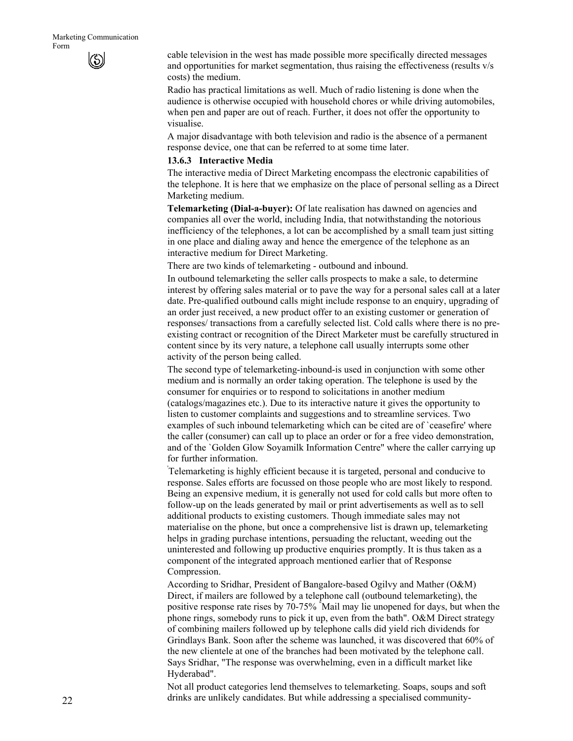cable television in the west has made possible more specifically directed messages and opportunities for market segmentation, thus raising the effectiveness (results v/s costs) the medium.

Radio has practical limitations as well. Much of radio listening is done when the audience is otherwise occupied with household chores or while driving automobiles, when pen and paper are out of reach. Further, it does not offer the opportunity to visualise.

A major disadvantage with both television and radio is the absence of a permanent response device, one that can be referred to at some time later.

### 13.6.3 Interactive Media

The interactive media of Direct Marketing encompass the electronic capabilities of the telephone. It is here that we emphasize on the place of personal selling as a Direct Marketing medium.

**Telemarketing (Dial-a-buyer):** Of late realisation has dawned on agencies and companies all over the world, including India, that notwithstanding the notorious inefficiency of the telephones, a lot can be accomplished by a small team just sitting in one place and dialing away and hence the emergence of the telephone as an interactive medium for Direct Marketing.

There are two kinds of telemarketing - outbound and inbound.

In outbound telemarketing the seller calls prospects to make a sale, to determine interest by offering sales material or to pave the way for a personal sales call at a later date. Pre-qualified outbound calls might include response to an enquiry, upgrading of an order just received, a new product offer to an existing customer or generation of responses/ transactions from a carefully selected list. Cold calls where there is no pre-existing contract or recognition of the Direct Marketer must be carefully structured in content since by its very nature, a telephone call usually interrupts some other activity of the person being called.

The second type of telemarketing-inbound-is used in conjunction with some other medium and is normally an order taking operation. The telephone is used by the consumer for enquiries or to respond to solicitations in another medium (catalogs/magazines etc.). Due to its interactive nature it gives the opportunity to listen to customer complaints and suggestions and to streamline services. Two examples of such inbound telemarketing which can be cited are of `ceasefire' where the caller (consumer) can call up to place an order or for a free video demonstration, and of the `Golden Glow Soyamilk Information Centre" where the caller carrying up for further information.

'Telemarketing is highly efficient because it is targeted, personal and conducive to response. Sales efforts are focussed on those people who are most likely to respond. Being an expensive medium, it is generally not used for cold calls but more often to follow-up on the leads generated by mail or print advertisements as well as to sell additional products to existing customers. Though immediate sales may not materialise on the phone, but once a comprehensive list is drawn up, telemarketing helps in grading purchase intentions, persuading the reluctant, weeding out the uninterested and following up productive enquiries promptly. It is thus taken as a component of the integrated approach mentioned earlier that of Response Compression.

According to Sridhar, President of Bangalore-based Ogilvy and Mather (O&M) Direct, if mailers are followed by a telephone call (outbound telemarketing), the positive response rate rises by 70-75% "Mail may lie unopened for days, but when the phone rings, somebody runs to pick it up, even from the bath". O&M Direct strategy of combining mailers followed up by telephone calls did yield rich dividends for Grindlays Bank. Soon after the scheme was launched, it was discovered that 60% of the new clientele at one of the branches had been motivated by the telephone call. Says Sridhar, "The response was overwhelming, even in a difficult market like Hyderabad".

Not all product categories lend themselves to telemarketing. Soaps, soups and soft drinks are unlikely candidates. But while addressing a specialised community-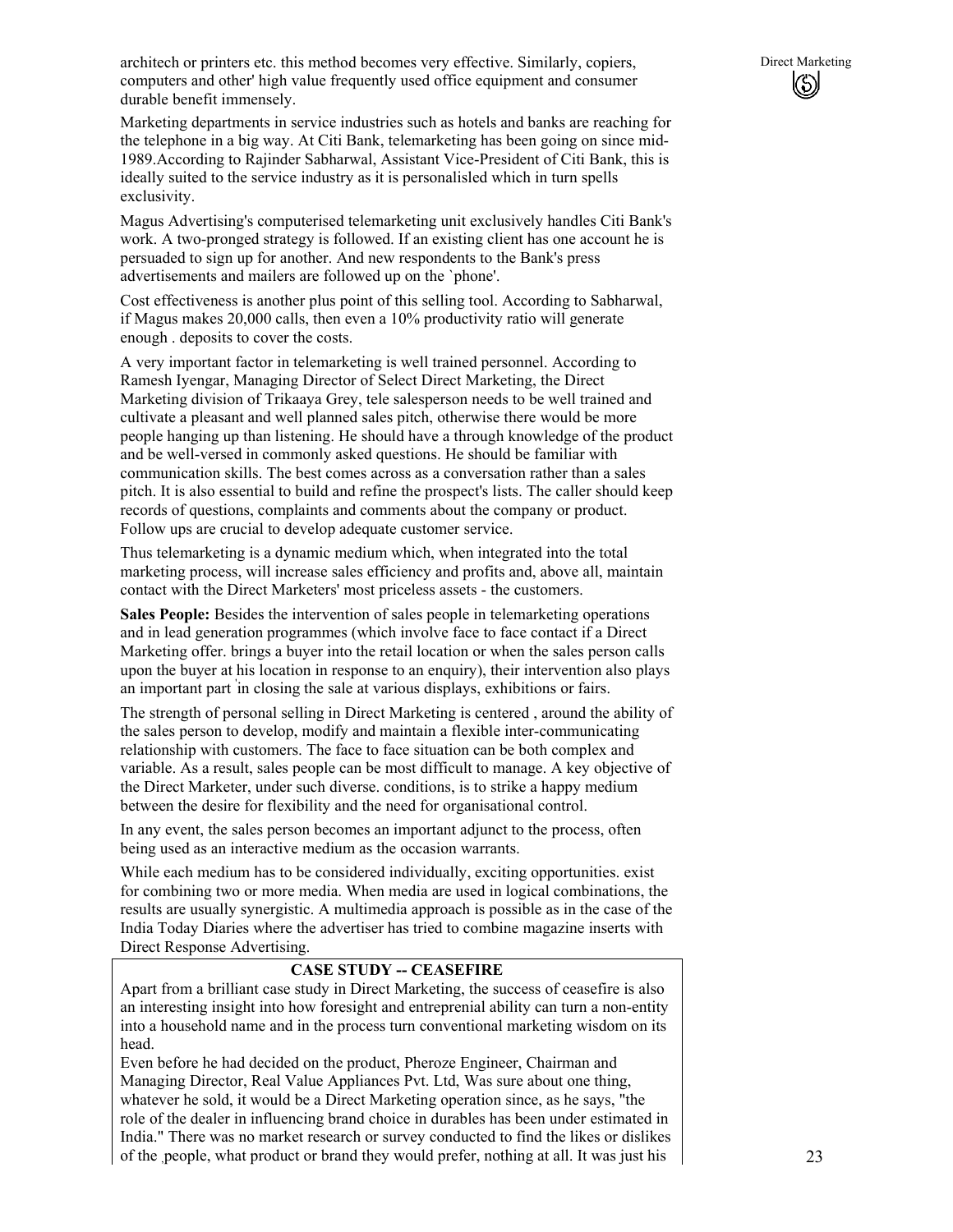architech or printers etc. this method becomes very effective. Similarly, copiers, computers and other' high value frequently used office equipment and consumer durable benefit immensely.

Marketing departments in service industries such as hotels and banks are reaching for the telephone in a big way. At Citi Bank, telemarketing has been going on since mid-1989.According to Rajinder Sabharwal, Assistant Vice-President of Citi Bank, this is ideally suited to the service industry as it is personalisled which in turn spells exclusivity.

Magus Advertising's computerised telemarketing unit exclusively handles Citi Bank's work. A two-pronged strategy is followed. If an existing client has one account he is persuaded to sign up for another. And new respondents to the Bank's press advertisements and mailers are followed up on the `phone'.

Cost effectiveness is another plus point of this selling tool. According to Sabharwal, if Magus makes 20,000 calls, then even a 10% productivity ratio will generate enough . deposits to cover the costs.

A very important factor in telemarketing is well trained personnel. According to Ramesh Iyengar, Managing Director of Select Direct Marketing, the Direct Marketing division of Trikaaya Grey, tele salesperson needs to be well trained and cultivate a pleasant and well planned sales pitch, otherwise there would be more people hanging up than listening. He should have a through knowledge of the product and be well-versed in commonly asked questions. He should be familiar with communication skills. The best comes across as a conversation rather than a sales pitch. It is also essential to build and refine the prospect's lists. The caller should keep records of questions, complaints and comments about the company or product. Follow ups are crucial to develop adequate customer service.

Thus telemarketing is a dynamic medium which, when integrated into the total marketing process, will increase sales efficiency and profits and, above all, maintain contact with the Direct Marketers' most priceless assets - the customers.

**Sales People:** Besides the intervention of sales people in telemarketing operations and in lead generation programmes (which involve face to face contact if a Direct Marketing offer. brings a buyer into the retail location or when the sales person calls upon the buyer at his location in response to an enquiry), their intervention also plays an important part in closing the sale at various displays, exhibitions or fairs.

The strength of personal selling in Direct Marketing is centered , around the ability of the sales person to develop, modify and maintain a flexible inter-communicating relationship with customers. The face to face situation can be both complex and variable. As a result, sales people can be most difficult to manage. A key objective of the Direct Marketer, under such diverse. conditions, is to strike a happy medium between the desire for flexibility and the need for organisational control.

In any event, the sales person becomes an important adjunct to the process, often being used as an interactive medium as the occasion warrants.

While each medium has to be considered individually, exciting opportunities. exist for combining two or more media. When media are used in logical combinations, the results are usually synergistic. A multimedia approach is possible as in the case of the India Today Diaries where the advertiser has tried to combine magazine inserts with Direct Response Advertising.

**CASE STUDY -- CEASEFIRE**

Apart from a brilliant case study in Direct Marketing, the success of ceasefire is also an interesting insight into how foresight and entreprenial ability can turn a non-entity into a household name and in the process turn conventional marketing wisdom on its head.

Even before he had decided on the product, Pheroze Engineer, Chairman and Managing Director, Real Value Appliances Pvt. Ltd, Was sure about one thing, whatever he sold, it would be a Direct Marketing operation since, as he says, "the role of the dealer in influencing brand choice in durables has been under estimated in India." There was no market research or survey conducted to find the likes or dislikes of the people, what product or brand they would prefer, nothing at all. It was just his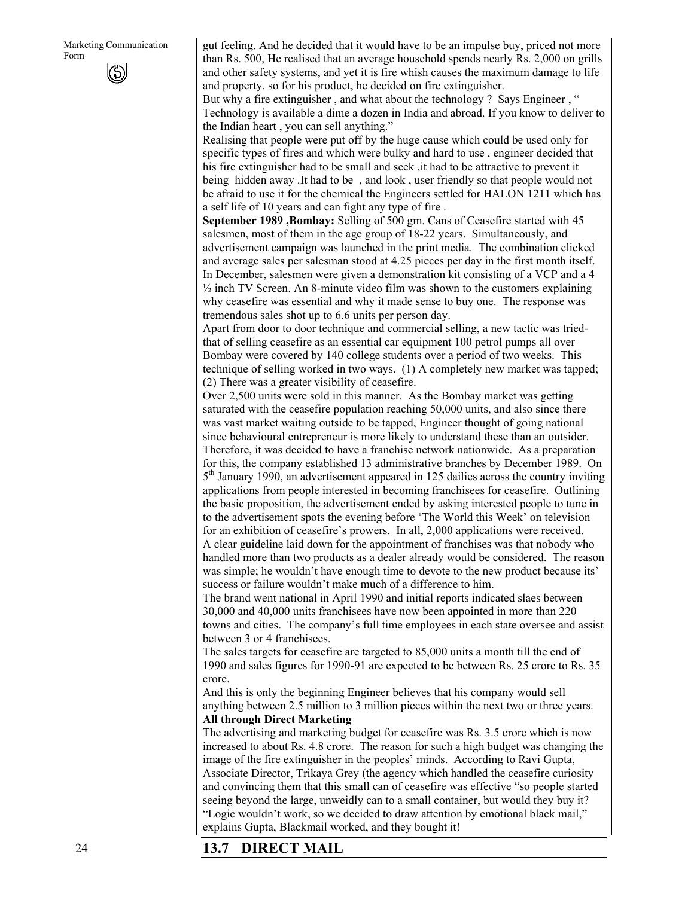gut feeling. And he decided that it would have to be an impulse buy, priced not more than Rs. 500, He realised that an average household spends nearly Rs. 2,000 on grills and other safety systems, and yet it is fire whish causes the maximum damage to life and property. so for his product, he decided on fire extinguisher.

But why a fire extinguisher , and what about the technology ? Says Engineer , " Technology is available a dime a dozen in India and abroad. If you know to deliver to the Indian heart , you can sell anything."

Realising that people were put off by the huge cause which could be used only for specific types of fires and which were bulky and hard to use , engineer decided that his fire extinguisher had to be small and seek ,it had to be attractive to prevent it being hidden away .It had to be , and look , user friendly so that people would not be afraid to use it for the chemical the Engineers settled for HALON 1211 which has a self life of 10 years and can fight any type of fire .

**September 1989 ,Bombay:** Selling of 500 gm. Cans of Ceasefire started with 45 salesmen, most of them in the age group of 18-22 years. Simultaneously, and advertisement campaign was launched in the print media. The combination clicked and average sales per salesman stood at 4.25 pieces per day in the first month itself. In December, salesmen were given a demonstration kit consisting of a VCP and a 4 ½ inch TV Screen. An 8-minute video film was shown to the customers explaining why ceasefire was essential and why it made sense to buy one. The response was tremendous sales shot up to 6.6 units per person day.

Apart from door to door technique and commercial selling, a new tactic was tried- that of selling ceasefire as an essential car equipment 100 petrol pumps all over Bombay were covered by 140 college students over a period of two weeks. This technique of selling worked in two ways. (1) A completely new market was tapped; (2) There was a greater visibility of ceasefire.

Over 2,500 units were sold in this manner. As the Bombay market was getting saturated with the ceasefire population reaching 50,000 units, and also since there was vast market waiting outside to be tapped, Engineer thought of going national since behavioural entrepreneur is more likely to understand these than an outsider. Therefore, it was decided to have a franchise network nationwide. As a preparation for this, the company established 13 administrative branches by December 1989. On 5th January 1990, an advertisement appeared in 125 dailies across the country inviting applications from people interested in becoming franchisees for ceasefire. Outlining the basic proposition, the advertisement ended by asking interested people to tune in to the advertisement spots the evening before 'The World this Week' on television for an exhibition of ceasefire's prowers. In all, 2,000 applications were received.

A clear guideline laid down for the appointment of franchises was that nobody who handled more than two products as a dealer already would be considered. The reason was simple; he wouldn't have enough time to devote to the new product because its' success or failure wouldn't make much of a difference to him.

The brand went national in April 1990 and initial reports indicated slaes between 30,000 and 40,000 units franchisees have now been appointed in more than 220 towns and cities. The company's full time employees in each state oversee and assist between 3 or 4 franchisees.

The sales targets for ceasefire are targeted to 85,000 units a month till the end of 1990 and sales figures for 1990-91 are expected to be between Rs. 25 crore to Rs. 35 crore.

And this is only the beginning Engineer believes that his company would sell anything between 2.5 million to 3 million pieces within the next two or three years.

**All through Direct Marketing**

The advertising and marketing budget for ceasefire was Rs. 3.5 crore which is now increased to about Rs. 4.8 crore. The reason for such a high budget was changing the image of the fire extinguisher in the peoples' minds. According to Ravi Gupta, Associate Director, Trikaya Grey (the agency which handled the ceasefire curiosity and convincing them that this small can of ceasefire was effective "so people started seeing beyond the large, unweidly can to a small container, but would they buy it? "Logic wouldn't work, so we decided to draw attention by emotional black mail," explains Gupta, Blackmail worked, and they bought it!

## 13.7 DIRECT MAIL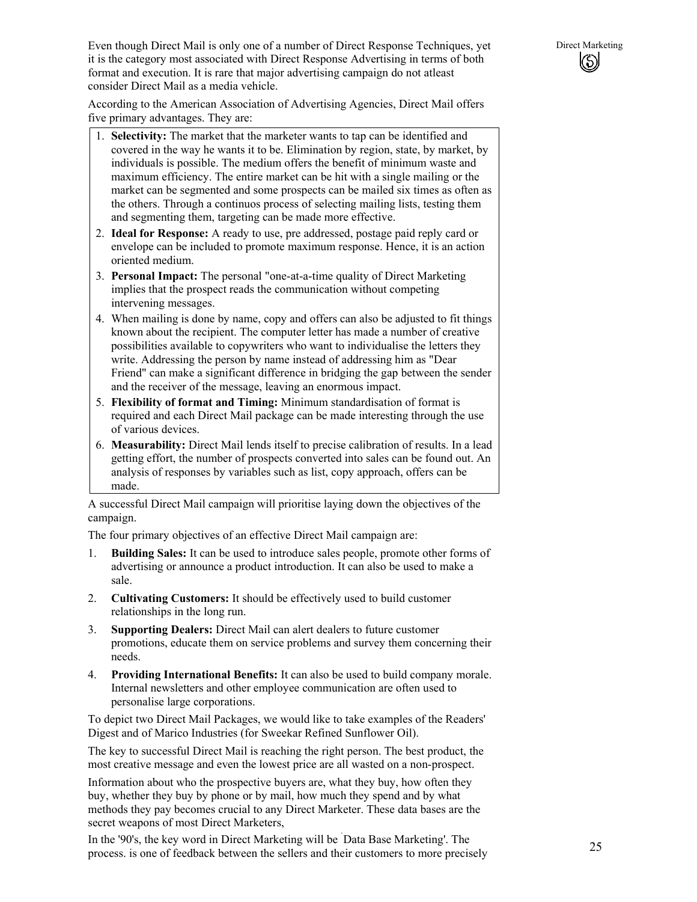Even though Direct Mail is only one of a number of Direct Response Techniques, yet it is the category most associated with Direct Response Advertising in terms of both format and execution. It is rare that major advertising campaign do not atleast consider Direct Mail as a media vehicle.

According to the American Association of Advertising Agencies, Direct Mail offers five primary advantages. They are:

1. **Selectivity:** The market that the marketer wants to tap can be identified and covered in the way he wants it to be. Elimination by region, state, by market, by individuals is possible. The medium offers the benefit of minimum waste and maximum efficiency. The entire market can be hit with a single mailing or the market can be segmented and some prospects can be mailed six times as often as the others. Through a continuos process of selecting mailing lists, testing them and segmenting them, targeting can be made more effective.
2. **Ideal for Response:** A ready to use, pre addressed, postage paid reply card or envelope can be included to promote maximum response. Hence, it is an action oriented medium.
3. **Personal Impact:** The personal "one-at-a-time quality of Direct Marketing implies that the prospect reads the communication without competing intervening messages.
4. When mailing is done by name, copy and offers can also be adjusted to fit things known about the recipient. The computer letter has made a number of creative possibilities available to copywriters who want to individualise the letters they write. Addressing the person by name instead of addressing him as "Dear Friend" can make a significant difference in bridging the gap between the sender and the receiver of the message, leaving an enormous impact.
5. **Flexibility of format and Timing:** Minimum standardisation of format is required and each Direct Mail package can be made interesting through the use of various devices.
6. **Measurability:** Direct Mail lends itself to precise calibration of results. In a lead getting effort, the number of prospects converted into sales can be found out. An analysis of responses by variables such as list, copy approach, offers can be made.

A successful Direct Mail campaign will prioritise laying down the objectives of the campaign.

The four primary objectives of an effective Direct Mail campaign are:

1. **Building Sales:** It can be used to introduce sales people, promote other forms of advertising or announce a product introduction. It can also be used to make a sale.
2. **Cultivating Customers:** It should be effectively used to build customer relationships in the long run.
3. **Supporting Dealers:** Direct Mail can alert dealers to future customer promotions, educate them on service problems and survey them concerning their needs.
4. **Providing International Benefits:** It can also be used to build company morale. Internal newsletters and other employee communication are often used to personalise large corporations.

To depict two Direct Mail Packages, we would like to take examples of the Readers' Digest and of Marico Industries (for Sweekar Refined Sunflower Oil).

The key to successful Direct Mail is reaching the right person. The best product, the most creative message and even the lowest price are all wasted on a non-prospect.

Information about who the prospective buyers are, what they buy, how often they buy, whether they buy by phone or by mail, how much they spend and by what methods they pay becomes crucial to any Direct Marketer. These data bases are the secret weapons of most Direct Marketers,

In the '90's, the key word in Direct Marketing will be 'Data Base Marketing'. The process. is one of feedback between the sellers and their customers to more precisely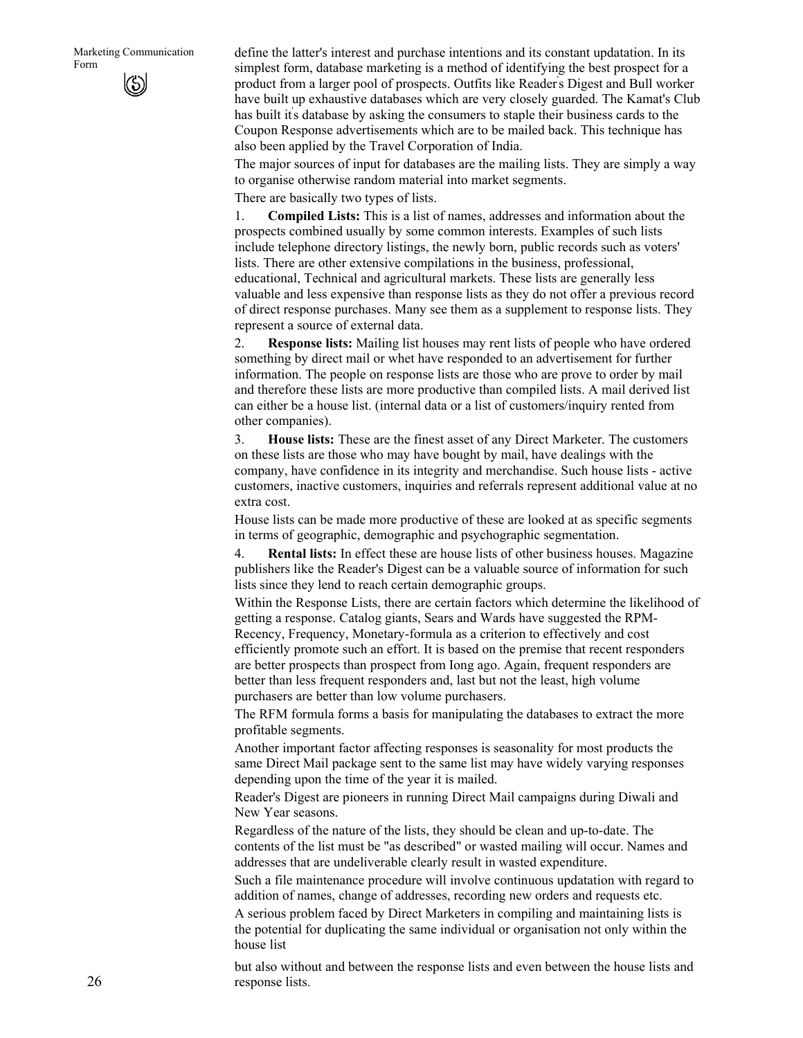define the latter's interest and purchase intentions and its constant updatation. In its simplest form, database marketing is a method of identifying the best prospect for a product from a larger pool of prospects. Outfits like Reader's Digest and Bull worker have built up exhaustive databases which are very closely guarded. The Kamat's Club has built it's database by asking the consumers to staple their business cards to the Coupon Response advertisements which are to be mailed back. This technique has also been applied by the Travel Corporation of India.

The major sources of input for databases are the mailing lists. They are simply a way to organise otherwise random material into market segments.

There are basically two types of lists.

1. **Compiled Lists:** This is a list of names, addresses and information about the prospects combined usually by some common interests. Examples of such lists include telephone directory listings, the newly born, public records such as voters' lists. There are other extensive compilations in the business, professional, educational, Technical and agricultural markets. These lists are generally less valuable and less expensive than response lists as they do not offer a previous record of direct response purchases. Many see them as a supplement to response lists. They represent a source of external data.

2. **Response lists:** Mailing list houses may rent lists of people who have ordered something by direct mail or whet have responded to an advertisement for further information. The people on response lists are those who are prove to order by mail and therefore these lists are more productive than compiled lists. A mail derived list can either be a house list. (internal data or a list of customers/inquiry rented from other companies).

3. **House lists:** These are the finest asset of any Direct Marketer. The customers on these lists are those who may have bought by mail, have dealings with the company, have confidence in its integrity and merchandise. Such house lists - active customers, inactive customers, inquiries and referrals represent additional value at no extra cost.

House lists can be made more productive of these are looked at as specific segments in terms of geographic, demographic and psychographic segmentation.

4. **Rental lists:** In effect these are house lists of other business houses. Magazine publishers like the Reader's Digest can be a valuable source of information for such lists since they lend to reach certain demographic groups.

Within the Response Lists, there are certain factors which determine the likelihood of getting a response. Catalog giants, Sears and Wards have suggested the RPM-Recency, Frequency, Monetary-formula as a criterion to effectively and cost efficiently promote such an effort. It is based on the premise that recent responders are better prospects than prospect from Iong ago. Again, frequent responders are better than less frequent responders and, last but not the least, high volume purchasers are better than low volume purchasers.

The RFM formula forms a basis for manipulating the databases to extract the more profitable segments.

Another important factor affecting responses is seasonality for most products the same Direct Mail package sent to the same list may have widely varying responses depending upon the time of the year it is mailed.

Reader's Digest are pioneers in running Direct Mail campaigns during Diwali and New Year seasons.

Regardless of the nature of the lists, they should be clean and up-to-date. The contents of the list must be "as described" or wasted mailing will occur. Names and addresses that are undeliverable clearly result in wasted expenditure.

Such a file maintenance procedure will involve continuous updatation with regard to addition of names, change of addresses, recording new orders and requests etc.

A serious problem faced by Direct Marketers in compiling and maintaining lists is the potential for duplicating the same individual or organisation not only within the house list

but also without and between the response lists and even between the house lists and response lists.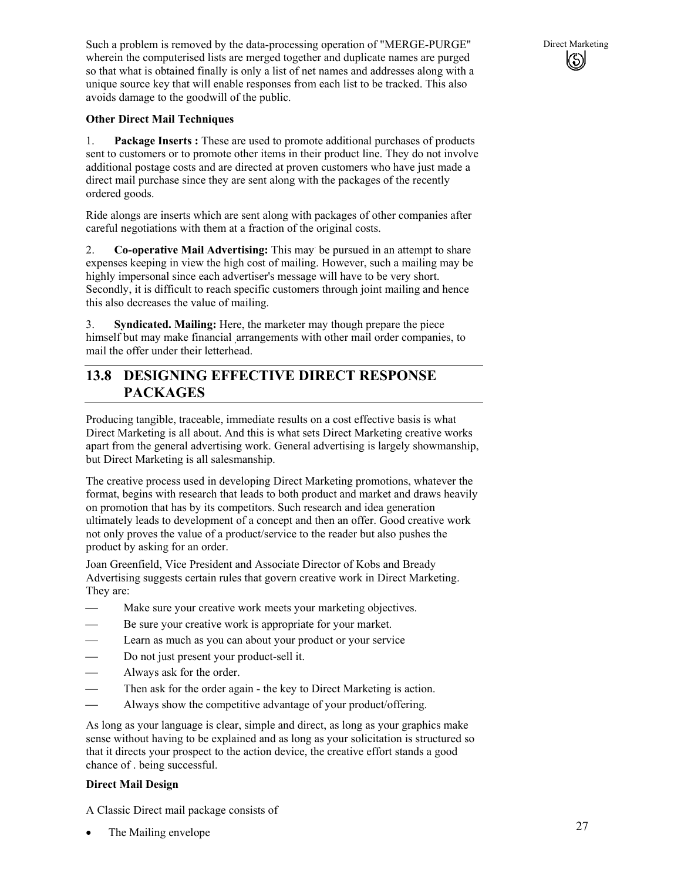Such a problem is removed by the data-processing operation of "MERGE-PURGE" wherein the computerised lists are merged together and duplicate names are purged so that what is obtained finally is only a list of net names and addresses along with a unique source key that will enable responses from each list to be tracked. This also avoids damage to the goodwill of the public.

**Other Direct Mail Techniques**

1. **Package Inserts :** These are used to promote additional purchases of products sent to customers or to promote other items in their product line. They do not involve additional postage costs and are directed at proven customers who have just made a direct mail purchase since they are sent along with the packages of the recently ordered goods.

Ride alongs are inserts which are sent along with packages of other companies after careful negotiations with them at a fraction of the original costs.

2. **Co-operative Mail Advertising:** This may be pursued in an attempt to share expenses keeping in view the high cost of mailing. However, such a mailing may be highly impersonal since each advertiser's message will have to be very short. Secondly, it is difficult to reach specific customers through joint mailing and hence this also decreases the value of mailing.

3. **Syndicated. Mailing:** Here, the marketer may though prepare the piece himself but may make financial arrangements with other mail order companies, to mail the offer under their letterhead.

## 13.8 DESIGNING EFFECTIVE DIRECT RESPONSE PACKAGES

Producing tangible, traceable, immediate results on a cost effective basis is what Direct Marketing is all about. And this is what sets Direct Marketing creative works apart from the general advertising work. General advertising is largely showmanship, but Direct Marketing is all salesmanship.

The creative process used in developing Direct Marketing promotions, whatever the format, begins with research that leads to both product and market and draws heavily on promotion that has by its competitors. Such research and idea generation ultimately leads to development of a concept and then an offer. Good creative work not only proves the value of a product/service to the reader but also pushes the product by asking for an order.

Joan Greenfield, Vice President and Associate Director of Kobs and Bready Advertising suggests certain rules that govern creative work in Direct Marketing. They are:

- Make sure your creative work meets your marketing objectives.
- Be sure your creative work is appropriate for your market.
- Learn as much as you can about your product or your service
- Do not just present your product-sell it.
- Always ask for the order.
- Then ask for the order again - the key to Direct Marketing is action.
- Always show the competitive advantage of your product/offering.

As long as your language is clear, simple and direct, as long as your graphics make sense without having to be explained and as long as your solicitation is structured so that it directs your prospect to the action device, the creative effort stands a good chance of . being successful.

**Direct Mail Design**

A Classic Direct mail package consists of

- The Mailing envelope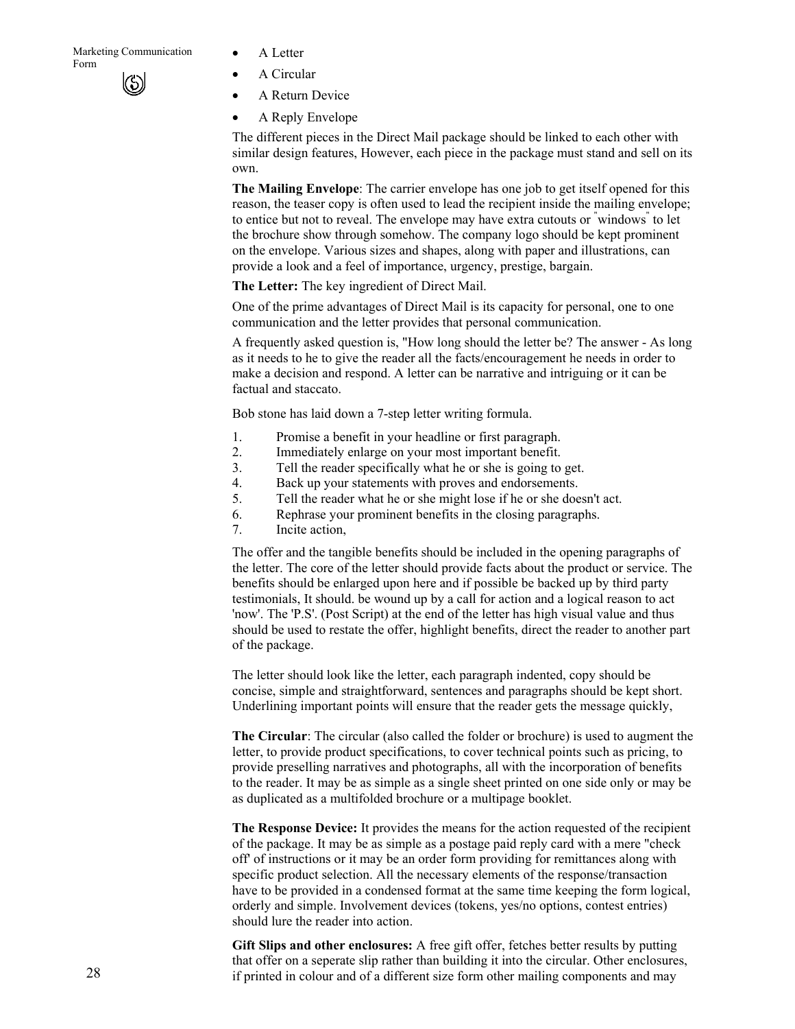- A Letter
- A Circular
- A Return Device
- A Reply Envelope

The different pieces in the Direct Mail package should be linked to each other with similar design features, However, each piece in the package must stand and sell on its own.

**The Mailing Envelope**: The carrier envelope has one job to get itself opened for this reason, the teaser copy is often used to lead the recipient inside the mailing envelope; to entice but not to reveal. The envelope may have extra cutouts or "windows" to let the brochure show through somehow. The company logo should be kept prominent on the envelope. Various sizes and shapes, along with paper and illustrations, can provide a look and a feel of importance, urgency, prestige, bargain.

**The Letter:** The key ingredient of Direct Mail.

One of the prime advantages of Direct Mail is its capacity for personal, one to one communication and the letter provides that personal communication.

A frequently asked question is, "How long should the letter be? The answer - As long as it needs to he to give the reader all the facts/encouragement he needs in order to make a decision and respond. A letter can be narrative and intriguing or it can be factual and staccato.

Bob stone has laid down a 7-step letter writing formula.

1. Promise a benefit in your headline or first paragraph.
2. Immediately enlarge on your most important benefit.
3. Tell the reader specifically what he or she is going to get.
4. Back up your statements with proves and endorsements.
5. Tell the reader what he or she might lose if he or she doesn't act.
6. Rephrase your prominent benefits in the closing paragraphs.
7. Incite action,

The offer and the tangible benefits should be included in the opening paragraphs of the letter. The core of the letter should provide facts about the product or service. The benefits should be enlarged upon here and if possible be backed up by third party testimonials, It should. be wound up by a call for action and a logical reason to act 'now'. The 'P.S'. (Post Script) at the end of the letter has high visual value and thus should be used to restate the offer, highlight benefits, direct the reader to another part of the package.

The letter should look like the letter, each paragraph indented, copy should be concise, simple and straightforward, sentences and paragraphs should be kept short. Underlining important points will ensure that the reader gets the message quickly,

**The Circular**: The circular (also called the folder or brochure) is used to augment the letter, to provide product specifications, to cover technical points such as pricing, to provide preselling narratives and photographs, all with the incorporation of benefits to the reader. It may be as simple as a single sheet printed on one side only or may be as duplicated as a multifolded brochure or a multipage booklet.

**The Response Device:** It provides the means for the action requested of the recipient of the package. It may be as simple as a postage paid reply card with a mere "check off' of instructions or it may be an order form providing for remittances along with specific product selection. All the necessary elements of the response/transaction have to be provided in a condensed format at the same time keeping the form logical, orderly and simple. Involvement devices (tokens, yes/no options, contest entries) should lure the reader into action.

**Gift Slips and other enclosures:** A free gift offer, fetches better results by putting that offer on a seperate slip rather than building it into the circular. Other enclosures, if printed in colour and of a different size form other mailing components and may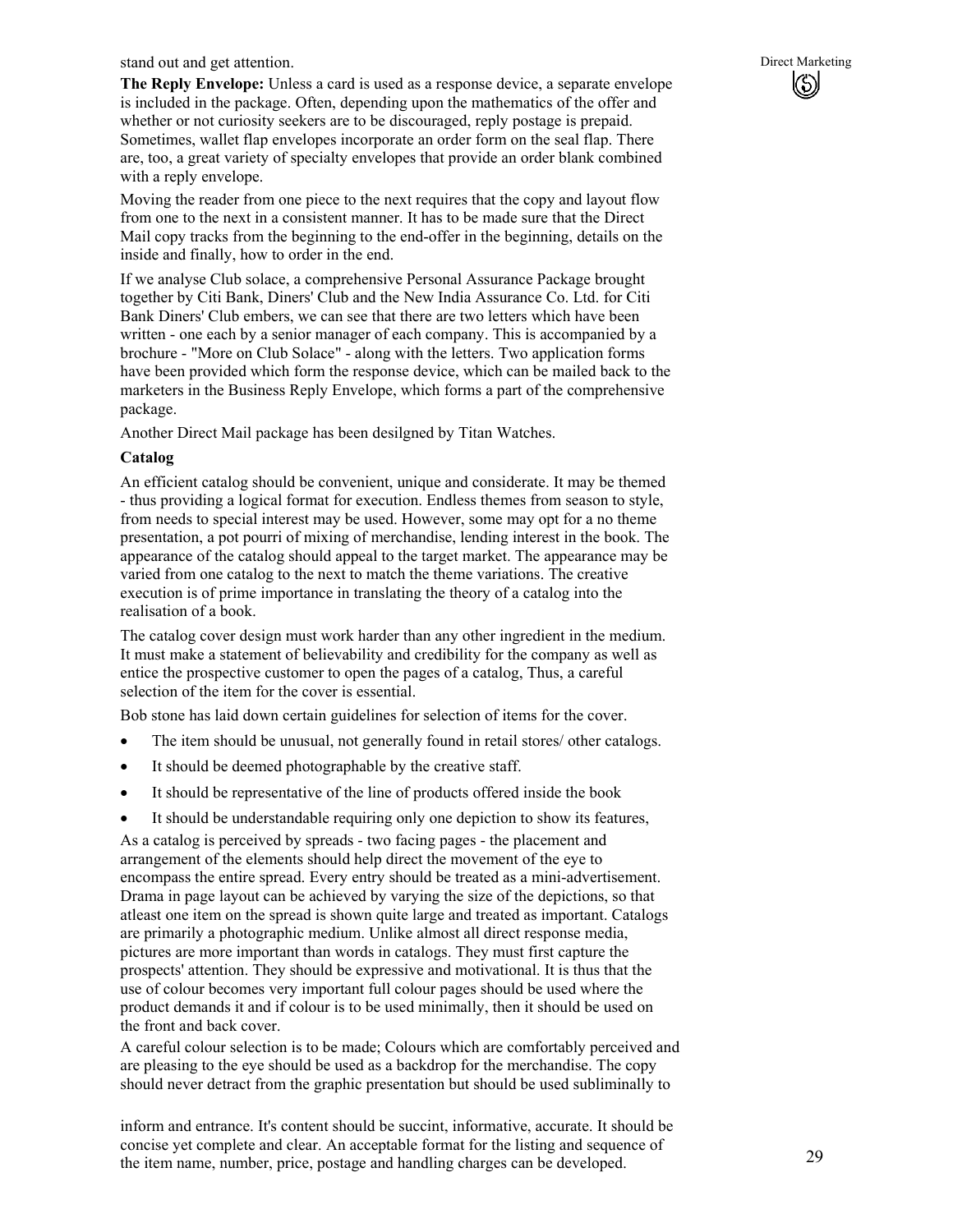stand out and get attention.

**The Reply Envelope:** Unless a card is used as a response device, a separate envelope is included in the package. Often, depending upon the mathematics of the offer and whether or not curiosity seekers are to be discouraged, reply postage is prepaid. Sometimes, wallet flap envelopes incorporate an order form on the seal flap. There are, too, a great variety of specialty envelopes that provide an order blank combined with a reply envelope.

Moving the reader from one piece to the next requires that the copy and layout flow from one to the next in a consistent manner. It has to be made sure that the Direct Mail copy tracks from the beginning to the end-offer in the beginning, details on the inside and finally, how to order in the end.

If we analyse Club solace, a comprehensive Personal Assurance Package brought together by Citi Bank, Diners' Club and the New India Assurance Co. Ltd. for Citi Bank Diners' Club embers, we can see that there are two letters which have been written - one each by a senior manager of each company. This is accompanied by a brochure - "More on Club Solace" - along with the letters. Two application forms have been provided which form the response device, which can be mailed back to the marketers in the Business Reply Envelope, which forms a part of the comprehensive package.

Another Direct Mail package has been desilgned by Titan Watches.

**Catalog**

An efficient catalog should be convenient, unique and considerate. It may be themed - thus providing a logical format for execution. Endless themes from season to style, from needs to special interest may be used. However, some may opt for a no theme presentation, a pot pourri of mixing of merchandise, lending interest in the book. The appearance of the catalog should appeal to the target market. The appearance may be varied from one catalog to the next to match the theme variations. The creative execution is of prime importance in translating the theory of a catalog into the realisation of a book.

The catalog cover design must work harder than any other ingredient in the medium. It must make a statement of believability and credibility for the company as well as entice the prospective customer to open the pages of a catalog, Thus, a careful selection of the item for the cover is essential.

Bob stone has laid down certain guidelines for selection of items for the cover.

- The item should be unusual, not generally found in retail stores/ other catalogs.
- It should be deemed photographable by the creative staff.
- It should be representative of the line of products offered inside the book
- It should be understandable requiring only one depiction to show its features,

As a catalog is perceived by spreads - two facing pages - the placement and arrangement of the elements should help direct the movement of the eye to encompass the entire spread. Every entry should be treated as a mini-advertisement. Drama in page layout can be achieved by varying the size of the depictions, so that atleast one item on the spread is shown quite large and treated as important. Catalogs are primarily a photographic medium. Unlike almost all direct response media, pictures are more important than words in catalogs. They must first capture the prospects' attention. They should be expressive and motivational. It is thus that the use of colour becomes very important full colour pages should be used where the product demands it and if colour is to be used minimally, then it should be used on the front and back cover.

A careful colour selection is to be made; Colours which are comfortably perceived and are pleasing to the eye should be used as a backdrop for the merchandise. The copy should never detract from the graphic presentation but should be used subliminally to inform and entrance. It's content should be succint, informative, accurate. It should be concise yet complete and clear. An acceptable format for the listing and sequence of the item name, number, price, postage and handling charges can be developed.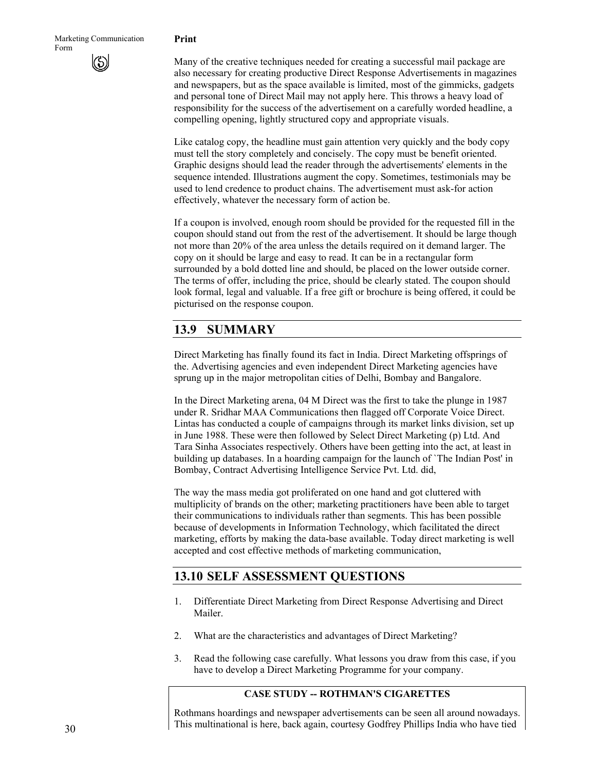**Print**

Many of the creative techniques needed for creating a successful mail package are also necessary for creating productive Direct Response Advertisements in magazines and newspapers, but as the space available is limited, most of the gimmicks, gadgets and personal tone of Direct Mail may not apply here. This throws a heavy load of responsibility for the success of the advertisement on a carefully worded headline, a compelling opening, lightly structured copy and appropriate visuals.

Like catalog copy, the headline must gain attention very quickly and the body copy must tell the story completely and concisely. The copy must be benefit oriented. Graphic designs should lead the reader through the advertisements' elements in the sequence intended. Illustrations augment the copy. Sometimes, testimonials may be used to lend credence to product chains. The advertisement must ask-for action effectively, whatever the necessary form of action be.

If a coupon is involved, enough room should be provided for the requested fill in the coupon should stand out from the rest of the advertisement. It should be large though not more than 20% of the area unless the details required on it demand larger. The copy on it should be large and easy to read. It can be in a rectangular form surrounded by a bold dotted line and should, be placed on the lower outside corner. The terms of offer, including the price, should be clearly stated. The coupon should look formal, legal and valuable. If a free gift or brochure is being offered, it could be picturised on the response coupon.

## 13.9 SUMMARY

Direct Marketing has finally found its fact in India. Direct Marketing offsprings of the. Advertising agencies and even independent Direct Marketing agencies have sprung up in the major metropolitan cities of Delhi, Bombay and Bangalore.

In the Direct Marketing arena, 04 M Direct was the first to take the plunge in 1987 under R. Sridhar MAA Communications then flagged off Corporate Voice Direct. Lintas has conducted a couple of campaigns through its market links division, set up in June 1988. These were then followed by Select Direct Marketing (p) Ltd. And Tara Sinha Associates respectively. Others have been getting into the act, at least in building up databases. In a hoarding campaign for the launch of `The Indian Post' in Bombay, Contract Advertising Intelligence Service Pvt. Ltd. did,

The way the mass media got proliferated on one hand and got cluttered with multiplicity of brands on the other; marketing practitioners have been able to target their communications to individuals rather than segments. This has been possible because of developments in Information Technology, which facilitated the direct marketing, efforts by making the data-base available. Today direct marketing is well accepted and cost effective methods of marketing communication,

## 13.10 SELF ASSESSMENT QUESTIONS

1. Differentiate Direct Marketing from Direct Response Advertising and Direct Mailer.

2. What are the characteristics and advantages of Direct Marketing?

3. Read the following case carefully. What lessons you draw from this case, if you have to develop a Direct Marketing Programme for your company.

**CASE STUDY -- ROTHMAN'S CIGARETTES**

Rothmans hoardings and newspaper advertisements can be seen all around nowadays. This multinational is here, back again, courtesy Godfrey Phillips India who have tied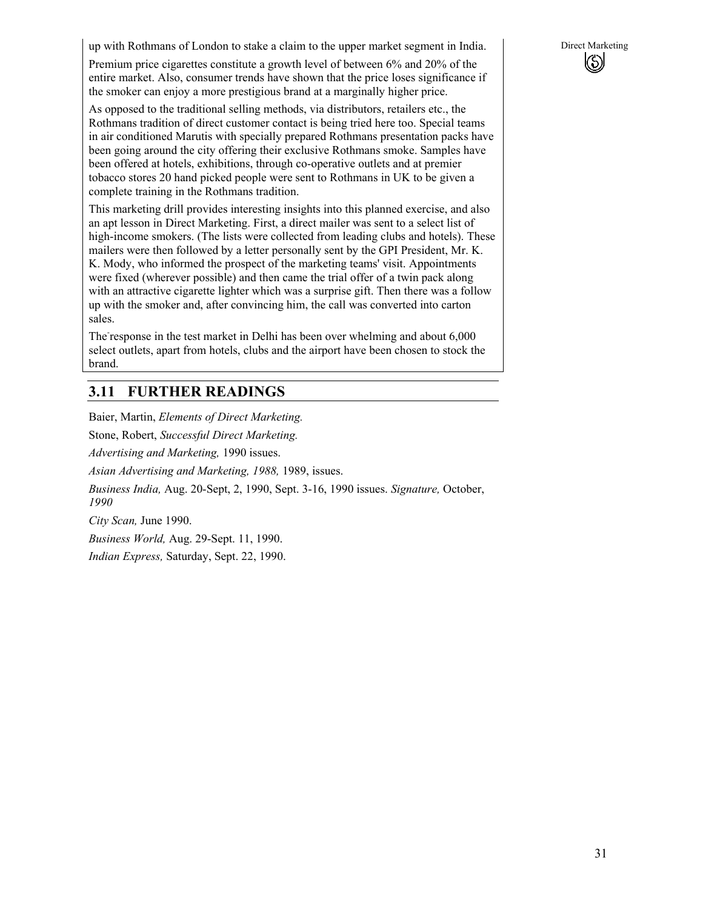up with Rothmans of London to stake a claim to the upper market segment in India.

Premium price cigarettes constitute a growth level of between 6% and 20% of the entire market. Also, consumer trends have shown that the price loses significance if the smoker can enjoy a more prestigious brand at a marginally higher price.

As opposed to the traditional selling methods, via distributors, retailers etc., the Rothmans tradition of direct customer contact is being tried here too. Special teams in air conditioned Marutis with specially prepared Rothmans presentation packs have been going around the city offering their exclusive Rothmans smoke. Samples have been offered at hotels, exhibitions, through co-operative outlets and at premier tobacco stores 20 hand picked people were sent to Rothmans in UK to be given a complete training in the Rothmans tradition.

This marketing drill provides interesting insights into this planned exercise, and also an apt lesson in Direct Marketing. First, a direct mailer was sent to a select list of high-income smokers. (The lists were collected from leading clubs and hotels). These mailers were then followed by a letter personally sent by the GPI President, Mr. K. K. Mody, who informed the prospect of the marketing teams' visit. Appointments were fixed (wherever possible) and then came the trial offer of a twin pack along with an attractive cigarette lighter which was a surprise gift. Then there was a follow up with the smoker and, after convincing him, the call was converted into carton sales.

The response in the test market in Delhi has been over whelming and about 6,000 select outlets, apart from hotels, clubs and the airport have been chosen to stock the brand.

## 3.11 FURTHER READINGS

Baier, Martin, *Elements of Direct Marketing.*

Stone, Robert, *Successful Direct Marketing.*

*Advertising and Marketing,* 1990 issues.

*Asian Advertising and Marketing, 1988,* 1989, issues.

*Business India,* Aug. 20-Sept, 2, 1990, Sept. 3-16, 1990 issues. *Signature,* October, *1990*

*City Scan,* June 1990.

*Business World,* Aug. 29-Sept. 11, 1990.

*Indian Express,* Saturday, Sept. 22, 1990.